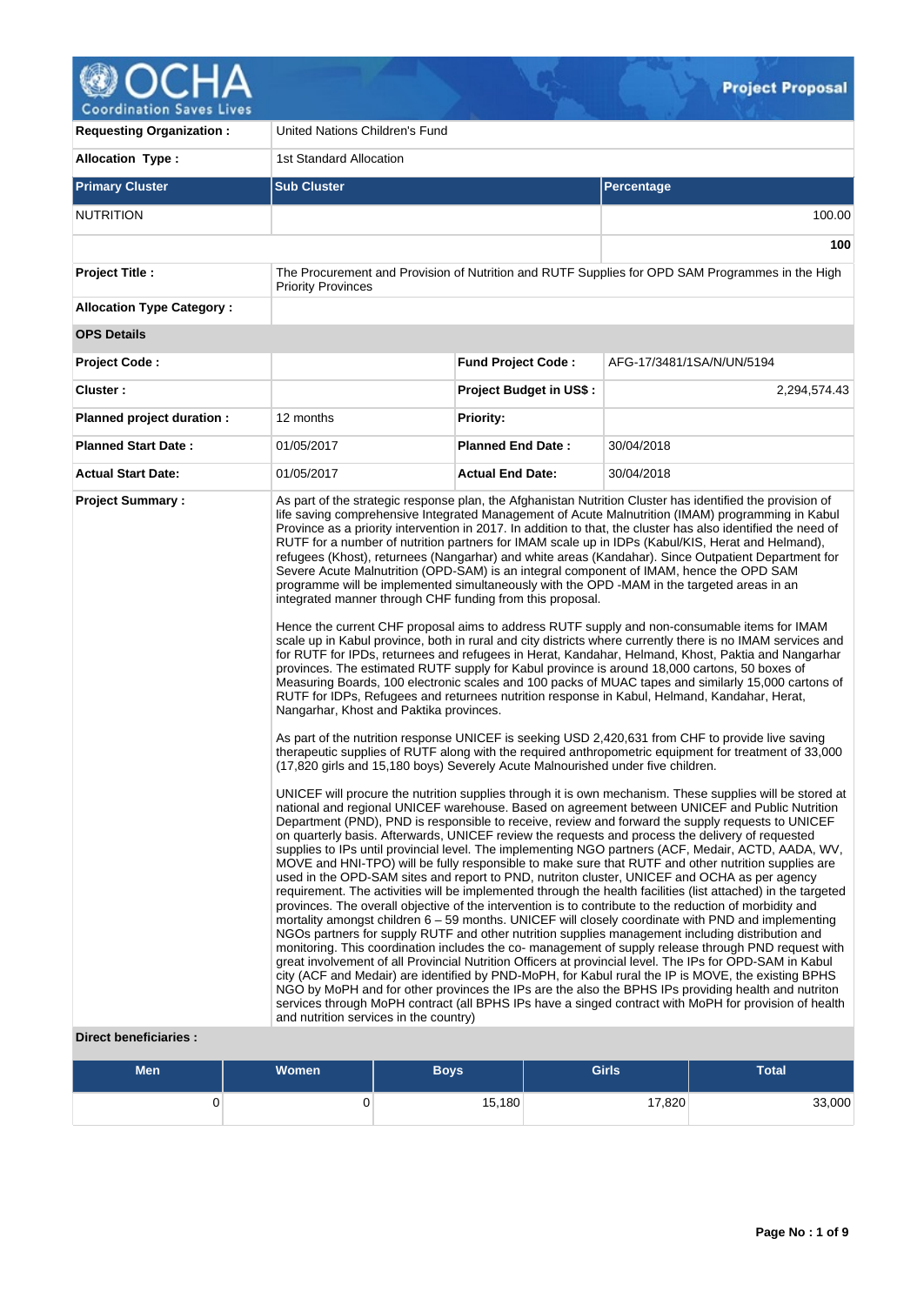# Project Proposal

| | | | |
|---|---|---|---|
| **Requesting Organization :** | United Nations Children's Fund | | |
| **Allocation Type :** | 1st Standard Allocation | | |

| **Primary Cluster** | **Sub Cluster** | **Percentage** |
|---|---|---|
| NUTRITION | | 100.00 |
| | | **100** |

| | | | |
|---|---|---|---|
| **Project Title :** | The Procurement and Provision of Nutrition and RUTF Supplies for OPD SAM Programmes in the High Priority Provinces | | |
| **Allocation Type Category :** | | | |
| **OPS Details** | | | |
| **Project Code :** | | **Fund Project Code :** | AFG-17/3481/1SA/N/UN/5194 |
| **Cluster :** | | **Project Budget in US$ :** | 2,294,574.43 |
| **Planned project duration :** | 12 months | **Priority:** | |
| **Planned Start Date :** | 01/05/2017 | **Planned End Date :** | 30/04/2018 |
| **Actual Start Date:** | 01/05/2017 | **Actual End Date:** | 30/04/2018 |

**Project Summary :**

As part of the strategic response plan, the Afghanistan Nutrition Cluster has identified the provision of life saving comprehensive Integrated Management of Acute Malnutrition (IMAM) programming in Kabul Province as a priority intervention in 2017. In addition to that, the cluster has also identified the need of RUTF for a number of nutrition partners for IMAM scale up in IDPs (Kabul/KIS, Herat and Helmand), refugees (Khost), returnees (Nangarhar) and white areas (Kandahar). Since Outpatient Department for Severe Acute Malnutrition (OPD-SAM) is an integral component of IMAM, hence the OPD SAM programme will be implemented simultaneously with the OPD -MAM in the targeted areas in an integrated manner through CHF funding from this proposal.

Hence the current CHF proposal aims to address RUTF supply and non-consumable items for IMAM scale up in Kabul province, both in rural and city districts where currently there is no IMAM services and for RUTF for IPDs, returnees and refugees in Herat, Kandahar, Helmand, Khost, Paktia and Nangarhar provinces. The estimated RUTF supply for Kabul province is around 18,000 cartons, 50 boxes of Measuring Boards, 100 electronic scales and 100 packs of MUAC tapes and similarly 15,000 cartons of RUTF for IDPs, Refugees and returnees nutrition response in Kabul, Helmand, Kandahar, Herat, Nangarhar, Khost and Paktika provinces.

As part of the nutrition response UNICEF is seeking USD 2,420,631 from CHF to provide live saving therapeutic supplies of RUTF along with the required anthropometric equipment for treatment of 33,000 (17,820 girls and 15,180 boys) Severely Acute Malnourished under five children.

UNICEF will procure the nutrition supplies through it is own mechanism. These supplies will be stored at national and regional UNICEF warehouse. Based on agreement between UNICEF and Public Nutrition Department (PND), PND is responsible to receive, review and forward the supply requests to UNICEF on quarterly basis. Afterwards, UNICEF review the requests and process the delivery of requested supplies to IPs until provincial level. The implementing NGO partners (ACF, Medair, ACTD, AADA, WV, MOVE and HNI-TPO) will be fully responsible to make sure that RUTF and other nutrition supplies are used in the OPD-SAM sites and report to PND, nutriton cluster, UNICEF and OCHA as per agency requirement. The activities will be implemented through the health facilities (list attached) in the targeted provinces. The overall objective of the intervention is to contribute to the reduction of morbidity and mortality amongst children 6 – 59 months. UNICEF will closely coordinate with PND and implementing NGOs partners for supply RUTF and other nutrition supplies management including distribution and monitoring. This coordination includes the co- management of supply release through PND request with great involvement of all Provincial Nutrition Officers at provincial level. The IPs for OPD-SAM in Kabul city (ACF and Medair) are identified by PND-MoPH, for Kabul rural the IP is MOVE, the existing BPHS NGO by MoPH and for other provinces the IPs are the also the BPHS IPs providing health and nutriton services through MoPH contract (all BPHS IPs have a singed contract with MoPH for provision of health and nutrition services in the country)

**Direct beneficiaries :**

| Men | Women | Boys | Girls | Total |
|---|---|---|---|---|
| 0 | 0 | 15,180 | 17,820 | 33,000 |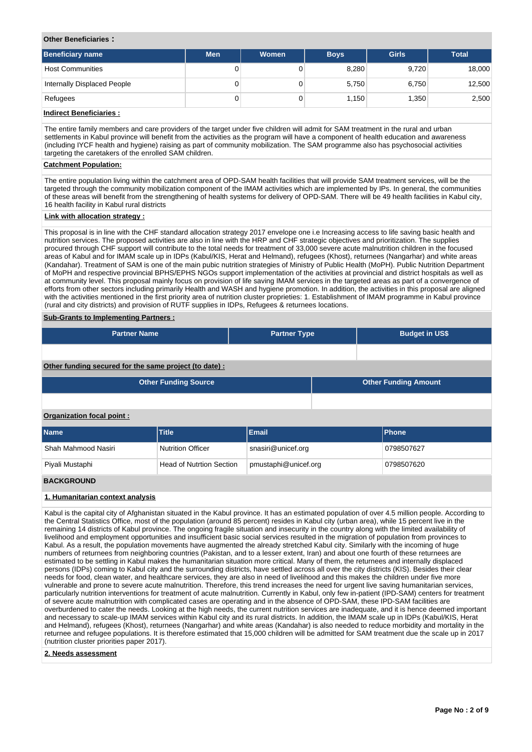**Other Beneficiaries :**

| Beneficiary name | Men | Women | Boys | Girls | Total |
|---|---|---|---|---|---|
| Host Communities | 0 | 0 | 8,280 | 9,720 | 18,000 |
| Internally Displaced People | 0 | 0 | 5,750 | 6,750 | 12,500 |
| Refugees | 0 | 0 | 1,150 | 1,350 | 2,500 |

**Indirect Beneficiaries :**

The entire family members and care providers of the target under five children will admit for SAM treatment in the rural and urban settlements in Kabul province will benefit from the activities as the program will have a component of health education and awareness (including IYCF health and hygiene) raising as part of community mobilization. The SAM programme also has psychosocial activities targeting the caretakers of the enrolled SAM children.

**Catchment Population:**

The entire population living within the catchment area of OPD-SAM health facilities that will provide SAM treatment services, will be the targeted through the community mobilization component of the IMAM activities which are implemented by IPs. In general, the communities of these areas will benefit from the strengthening of health systems for delivery of OPD-SAM. There will be 49 health facilities in Kabul city, 16 health facility in Kabul rural districts

**Link with allocation strategy :**

This proposal is in line with the CHF standard allocation strategy 2017 envelope one i.e Increasing access to life saving basic health and nutrition services. The proposed activities are also in line with the HRP and CHF strategic objectives and prioritization. The supplies procured through CHF support will contribute to the total needs for treatment of 33,000 severe acute malnutrition children in the focused areas of Kabul and for IMAM scale up in IDPs (Kabul/KIS, Herat and Helmand), refugees (Khost), returnees (Nangarhar) and white areas (Kandahar). Treatment of SAM is one of the main pubic nutrition strategies of Ministry of Public Health (MoPH). Public Nutrition Department of MoPH and respective provincial BPHS/EPHS NGOs support implementation of the activities at provincial and district hospitals as well as at community level. This proposal mainly focus on provision of life saving IMAM services in the targeted areas as part of a convergence of efforts from other sectors including primarily Health and WASH and hygiene promotion. In addition, the activities in this proposal are aligned with the activities mentioned in the first priority area of nutrition cluster proprieties: 1. Establishment of IMAM programme in Kabul province (rural and city districts) and provision of RUTF supplies in IDPs, Refugees & returnees locations.

**Sub-Grants to Implementing Partners :**

| Partner Name | Partner Type | Budget in US$ |
|---|---|---|
| | | |

**Other funding secured for the same project (to date) :**

| Other Funding Source | Other Funding Amount |
|---|---|
| | |

**Organization focal point :**

| Name | Title | Email | Phone |
|---|---|---|---|
| Shah Mahmood Nasiri | Nutrition Officer | snasiri@unicef.org | 0798507627 |
| Piyali Mustaphi | Head of Nutrtion Section | pmustaphi@unicef.org | 0798507620 |

## BACKGROUND

### 1. Humanitarian context analysis

Kabul is the capital city of Afghanistan situated in the Kabul province. It has an estimated population of over 4.5 million people. According to the Central Statistics Office, most of the population (around 85 percent) resides in Kabul city (urban area), while 15 percent live in the remaining 14 districts of Kabul province. The ongoing fragile situation and insecurity in the country along with the limited availability of livelihood and employment opportunities and insufficient basic social services resulted in the migration of population from provinces to Kabul. As a result, the population movements have augmented the already stretched Kabul city. Similarly with the incoming of huge numbers of returnees from neighboring countries (Pakistan, and to a lesser extent, Iran) and about one fourth of these returnees are estimated to be settling in Kabul makes the humanitarian situation more critical. Many of them, the returnees and internally displaced persons (IDPs) coming to Kabul city and the surrounding districts, have settled across all over the city districts (KIS). Besides their clear needs for food, clean water, and healthcare services, they are also in need of livelihood and this makes the children under five more vulnerable and prone to severe acute malnutrition. Therefore, this trend increases the need for urgent live saving humanitarian services, particularly nutrition interventions for treatment of acute malnutrition. Currently in Kabul, only few in-patient (IPD-SAM) centers for treatment of severe acute malnutrition with complicated cases are operating and in the absence of OPD-SAM, these IPD-SAM facilities are overburdened to cater the needs. Looking at the high needs, the current nutrition services are inadequate, and it is hence deemed important and necessary to scale-up IMAM services within Kabul city and its rural districts. In addition, the IMAM scale up in IDPs (Kabul/KIS, Herat and Helmand), refugees (Khost), returnees (Nangarhar) and white areas (Kandahar) is also needed to reduce morbidity and mortality in the returnee and refugee populations. It is therefore estimated that 15,000 children will be admitted for SAM treatment due the scale up in 2017 (nutrition cluster priorities paper 2017).

### 2. Needs assessment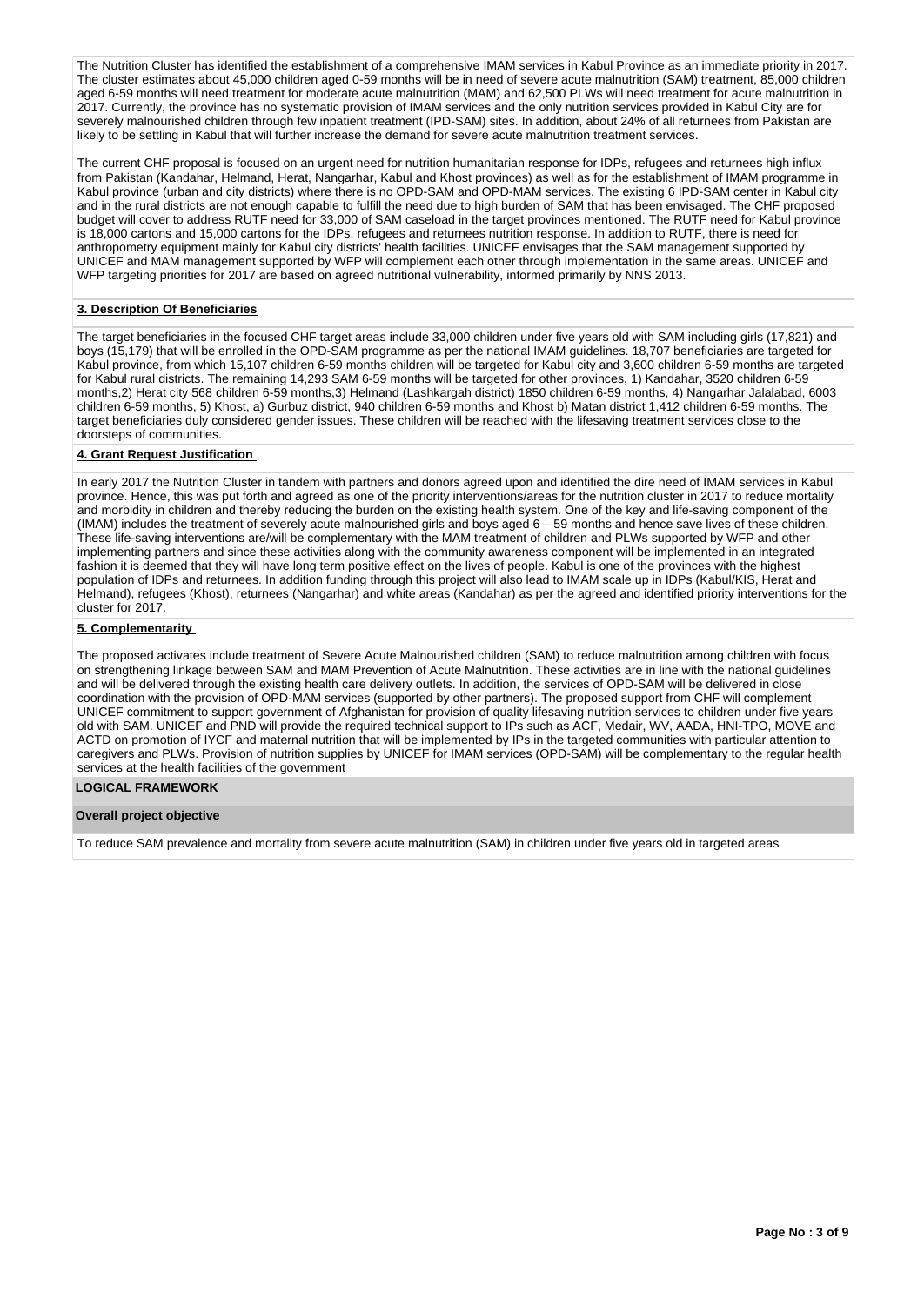The Nutrition Cluster has identified the establishment of a comprehensive IMAM services in Kabul Province as an immediate priority in 2017. The cluster estimates about 45,000 children aged 0-59 months will be in need of severe acute malnutrition (SAM) treatment, 85,000 children aged 6-59 months will need treatment for moderate acute malnutrition (MAM) and 62,500 PLWs will need treatment for acute malnutrition in 2017. Currently, the province has no systematic provision of IMAM services and the only nutrition services provided in Kabul City are for severely malnourished children through few inpatient treatment (IPD-SAM) sites. In addition, about 24% of all returnees from Pakistan are likely to be settling in Kabul that will further increase the demand for severe acute malnutrition treatment services.

The current CHF proposal is focused on an urgent need for nutrition humanitarian response for IDPs, refugees and returnees high influx from Pakistan (Kandahar, Helmand, Herat, Nangarhar, Kabul and Khost provinces) as well as for the establishment of IMAM programme in Kabul province (urban and city districts) where there is no OPD-SAM and OPD-MAM services. The existing 6 IPD-SAM center in Kabul city and in the rural districts are not enough capable to fulfill the need due to high burden of SAM that has been envisaged. The CHF proposed budget will cover to address RUTF need for 33,000 of SAM caseload in the target provinces mentioned. The RUTF need for Kabul province is 18,000 cartons and 15,000 cartons for the IDPs, refugees and returnees nutrition response. In addition to RUTF, there is need for anthropometry equipment mainly for Kabul city districts' health facilities. UNICEF envisages that the SAM management supported by UNICEF and MAM management supported by WFP will complement each other through implementation in the same areas. UNICEF and WFP targeting priorities for 2017 are based on agreed nutritional vulnerability, informed primarily by NNS 2013.

**3. Description Of Beneficiaries**

The target beneficiaries in the focused CHF target areas include 33,000 children under five years old with SAM including girls (17,821) and boys (15,179) that will be enrolled in the OPD-SAM programme as per the national IMAM guidelines. 18,707 beneficiaries are targeted for Kabul province, from which 15,107 children 6-59 months children will be targeted for Kabul city and 3,600 children 6-59 months are targeted for Kabul rural districts. The remaining 14,293 SAM 6-59 months will be targeted for other provinces, 1) Kandahar, 3520 children 6-59 months,2) Herat city 568 children 6-59 months,3) Helmand (Lashkargah district) 1850 children 6-59 months, 4) Nangarhar Jalalabad, 6003 children 6-59 months, 5) Khost, a) Gurbuz district, 940 children 6-59 months and Khost b) Matan district 1,412 children 6-59 months. The target beneficiaries duly considered gender issues. These children will be reached with the lifesaving treatment services close to the doorsteps of communities.

**4. Grant Request Justification**

In early 2017 the Nutrition Cluster in tandem with partners and donors agreed upon and identified the dire need of IMAM services in Kabul province. Hence, this was put forth and agreed as one of the priority interventions/areas for the nutrition cluster in 2017 to reduce mortality and morbidity in children and thereby reducing the burden on the existing health system. One of the key and life-saving component of the (IMAM) includes the treatment of severely acute malnourished girls and boys aged 6 – 59 months and hence save lives of these children. These life-saving interventions are/will be complementary with the MAM treatment of children and PLWs supported by WFP and other implementing partners and since these activities along with the community awareness component will be implemented in an integrated fashion it is deemed that they will have long term positive effect on the lives of people. Kabul is one of the provinces with the highest population of IDPs and returnees. In addition funding through this project will also lead to IMAM scale up in IDPs (Kabul/KIS, Herat and Helmand), refugees (Khost), returnees (Nangarhar) and white areas (Kandahar) as per the agreed and identified priority interventions for the cluster for 2017.

**5. Complementarity**

The proposed activates include treatment of Severe Acute Malnourished children (SAM) to reduce malnutrition among children with focus on strengthening linkage between SAM and MAM Prevention of Acute Malnutrition. These activities are in line with the national guidelines and will be delivered through the existing health care delivery outlets. In addition, the services of OPD-SAM will be delivered in close coordination with the provision of OPD-MAM services (supported by other partners). The proposed support from CHF will complement UNICEF commitment to support government of Afghanistan for provision of quality lifesaving nutrition services to children under five years old with SAM. UNICEF and PND will provide the required technical support to IPs such as ACF, Medair, WV, AADA, HNI-TPO, MOVE and ACTD on promotion of IYCF and maternal nutrition that will be implemented by IPs in the targeted communities with particular attention to caregivers and PLWs. Provision of nutrition supplies by UNICEF for IMAM services (OPD-SAM) will be complementary to the regular health services at the health facilities of the government

## LOGICAL FRAMEWORK

**Overall project objective**

To reduce SAM prevalence and mortality from severe acute malnutrition (SAM) in children under five years old in targeted areas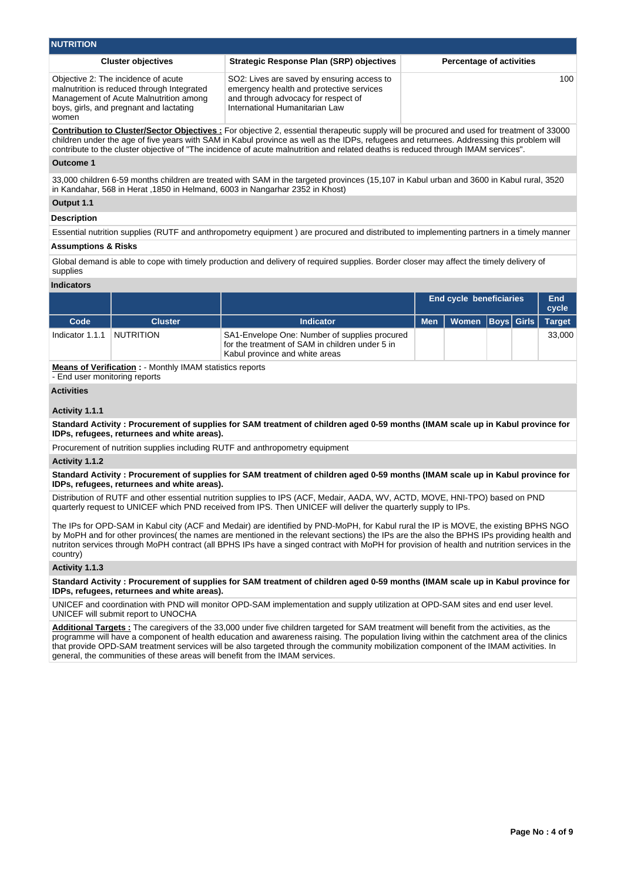## NUTRITION

| Cluster objectives | Strategic Response Plan (SRP) objectives | Percentage of activities |
|---|---|---|
| Objective 2: The incidence of acute malnutrition is reduced through Integrated Management of Acute Malnutrition among boys, girls, and pregnant and lactating women | SO2: Lives are saved by ensuring access to emergency health and protective services and through advocacy for respect of International Humanitarian Law | 100 |

**Contribution to Cluster/Sector Objectives :** For objective 2, essential therapeutic supply will be procured and used for treatment of 33000 children under the age of five years with SAM in Kabul province as well as the IDPs, refugees and returnees. Addressing this problem will contribute to the cluster objective of "The incidence of acute malnutrition and related deaths is reduced through IMAM services".

**Outcome 1**

33,000 children 6-59 months children are treated with SAM in the targeted provinces (15,107 in Kabul urban and 3600 in Kabul rural, 3520 in Kandahar, 568 in Herat ,1850 in Helmand, 6003 in Nangarhar 2352 in Khost)

**Output 1.1**

**Description**

Essential nutrition supplies (RUTF and anthropometry equipment ) are procured and distributed to implementing partners in a timely manner

**Assumptions & Risks**

Global demand is able to cope with timely production and delivery of required supplies. Border closer may affect the timely delivery of supplies

**Indicators**

| | | | End cycle beneficiaries | | | | End cycle |
|---|---|---|---|---|---|---|---|
| **Code** | **Cluster** | **Indicator** | **Men** | **Women** | **Boys** | **Girls** | **Target** |
| Indicator 1.1.1 | NUTRITION | SA1-Envelope One: Number of supplies procured for the treatment of SAM in children under 5 in Kabul province and white areas | | | | | 33,000 |

**Means of Verification :** - Monthly IMAM statistics reports
- End user monitoring reports

**Activities**

**Activity 1.1.1**

**Standard Activity : Procurement of supplies for SAM treatment of children aged 0-59 months (IMAM scale up in Kabul province for IDPs, refugees, returnees and white areas).**

Procurement of nutrition supplies including RUTF and anthropometry equipment

**Activity 1.1.2**

**Standard Activity : Procurement of supplies for SAM treatment of children aged 0-59 months (IMAM scale up in Kabul province for IDPs, refugees, returnees and white areas).**

Distribution of RUTF and other essential nutrition supplies to IPS (ACF, Medair, AADA, WV, ACTD, MOVE, HNI-TPO) based on PND quarterly request to UNICEF which PND received from IPS. Then UNICEF will deliver the quarterly supply to IPs.

The IPs for OPD-SAM in Kabul city (ACF and Medair) are identified by PND-MoPH, for Kabul rural the IP is MOVE, the existing BPHS NGO by MoPH and for other provinces( the names are mentioned in the relevant sections) the IPs are the also the BPHS IPs providing health and nutriton services through MoPH contract (all BPHS IPs have a singed contract with MoPH for provision of health and nutrition services in the country)

**Activity 1.1.3**

**Standard Activity : Procurement of supplies for SAM treatment of children aged 0-59 months (IMAM scale up in Kabul province for IDPs, refugees, returnees and white areas).**

UNICEF and coordination with PND will monitor OPD-SAM implementation and supply utilization at OPD-SAM sites and end user level. UNICEF will submit report to UNOCHA

**Additional Targets :** The caregivers of the 33,000 under five children targeted for SAM treatment will benefit from the activities, as the programme will have a component of health education and awareness raising. The population living within the catchment area of the clinics that provide OPD-SAM treatment services will be also targeted through the community mobilization component of the IMAM activities. In general, the communities of these areas will benefit from the IMAM services.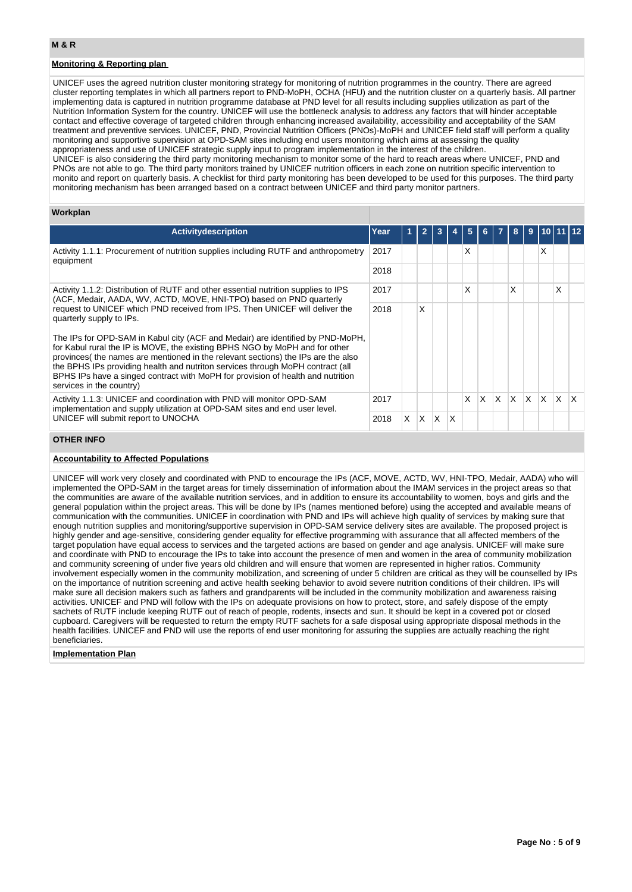## M & R

### Monitoring & Reporting plan

UNICEF uses the agreed nutrition cluster monitoring strategy for monitoring of nutrition programmes in the country. There are agreed cluster reporting templates in which all partners report to PND-MoPH, OCHA (HFU) and the nutrition cluster on a quarterly basis. All partner implementing data is captured in nutrition programme database at PND level for all results including supplies utilization as part of the Nutrition Information System for the country. UNICEF will use the bottleneck analysis to address any factors that will hinder acceptable contact and effective coverage of targeted children through enhancing increased availability, accessibility and acceptability of the SAM treatment and preventive services. UNICEF, PND, Provincial Nutrition Officers (PNOs)-MoPH and UNICEF field staff will perform a quality monitoring and supportive supervision at OPD-SAM sites including end users monitoring which aims at assessing the quality appropriateness and use of UNICEF strategic supply input to program implementation in the interest of the children.
UNICEF is also considering the third party monitoring mechanism to monitor some of the hard to reach areas where UNICEF, PND and PNOs are not able to go. The third party monitors trained by UNICEF nutrition officers in each zone on nutrition specific intervention to monito and report on quarterly basis. A checklist for third party monitoring has been developed to be used for this purposes. The third party monitoring mechanism has been arranged based on a contract between UNICEF and third party monitor partners.

### Workplan

| Activitydescription | Year | 1 | 2 | 3 | 4 | 5 | 6 | 7 | 8 | 9 | 10 | 11 | 12 |
|---|---|---|---|---|---|---|---|---|---|---|---|---|---|
| Activity 1.1.1: Procurement of nutrition supplies including RUTF and anthropometry equipment | 2017 | | | | | X | | | | | X | | |
| | 2018 | | | | | | | | | | | | |
| Activity 1.1.2: Distribution of RUTF and other essential nutrition supplies to IPS (ACF, Medair, AADA, WV, ACTD, MOVE, HNI-TPO) based on PND quarterly request to UNICEF which PND received from IPS. Then UNICEF will deliver the quarterly supply to IPs.<br><br>The IPs for OPD-SAM in Kabul city (ACF and Medair) are identified by PND-MoPH, for Kabul rural the IP is MOVE, the existing BPHS NGO by MoPH and for other provinces( the names are mentioned in the relevant sections) the IPs are the also the BPHS IPs providing health and nutriton services through MoPH contract (all BPHS IPs have a singed contract with MoPH for provision of health and nutrition services in the country) | 2017 | | | | | X | | | X | | | X | |
| | 2018 | | X | | | | | | | | | | |
| Activity 1.1.3: UNICEF and coordination with PND will monitor OPD-SAM implementation and supply utilization at OPD-SAM sites and end user level. UNICEF will submit report to UNOCHA | 2017 | | | | | X | X | X | X | X | X | X | X |
| | 2018 | X | X | X | X | | | | | | | | |

## OTHER INFO

### Accountability to Affected Populations

UNICEF will work very closely and coordinated with PND to encourage the IPs (ACF, MOVE, ACTD, WV, HNI-TPO, Medair, AADA) who will implemented the OPD-SAM in the target areas for timely dissemination of information about the IMAM services in the project areas so that the communities are aware of the available nutrition services, and in addition to ensure its accountability to women, boys and girls and the general population within the project areas. This will be done by IPs (names mentioned before) using the accepted and available means of communication with the communities. UNICEF in coordination with PND and IPs will achieve high quality of services by making sure that enough nutrition supplies and monitoring/supportive supervision in OPD-SAM service delivery sites are available. The proposed project is highly gender and age-sensitive, considering gender equality for effective programming with assurance that all affected members of the target population have equal access to services and the targeted actions are based on gender and age analysis. UNICEF will make sure and coordinate with PND to encourage the IPs to take into account the presence of men and women in the area of community mobilization and community screening of under five years old children and will ensure that women are represented in higher ratios. Community involvement especially women in the community mobilization, and screening of under 5 children are critical as they will be counselled by IPs on the importance of nutrition screening and active health seeking behavior to avoid severe nutrition conditions of their children. IPs will make sure all decision makers such as fathers and grandparents will be included in the community mobilization and awareness raising activities. UNICEF and PND will follow with the IPs on adequate provisions on how to protect, store, and safely dispose of the empty sachets of RUTF include keeping RUTF out of reach of people, rodents, insects and sun. It should be kept in a covered pot or closed cupboard. Caregivers will be requested to return the empty RUTF sachets for a safe disposal using appropriate disposal methods in the health facilities. UNICEF and PND will use the reports of end user monitoring for assuring the supplies are actually reaching the right beneficiaries.

### Implementation Plan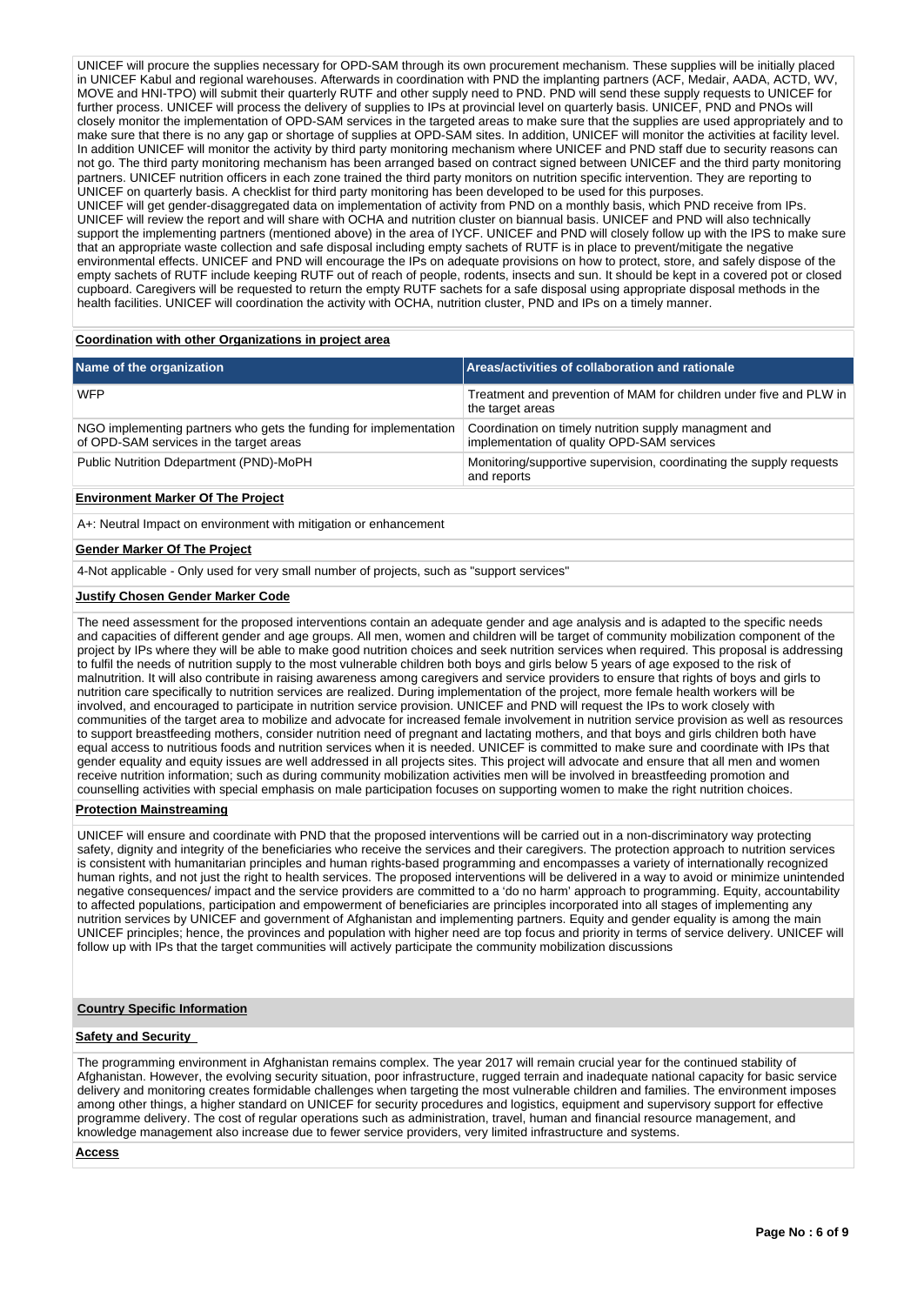UNICEF will procure the supplies necessary for OPD-SAM through its own procurement mechanism. These supplies will be initially placed in UNICEF Kabul and regional warehouses. Afterwards in coordination with PND the implanting partners (ACF, Medair, AADA, ACTD, WV, MOVE and HNI-TPO) will submit their quarterly RUTF and other supply need to PND. PND will send these supply requests to UNICEF for further process. UNICEF will process the delivery of supplies to IPs at provincial level on quarterly basis. UNICEF, PND and PNOs will closely monitor the implementation of OPD-SAM services in the targeted areas to make sure that the supplies are used appropriately and to make sure that there is no any gap or shortage of supplies at OPD-SAM sites. In addition, UNICEF will monitor the activities at facility level. In addition UNICEF will monitor the activity by third party monitoring mechanism where UNICEF and PND staff due to security reasons can not go. The third party monitoring mechanism has been arranged based on contract signed between UNICEF and the third party monitoring partners. UNICEF nutrition officers in each zone trained the third party monitors on nutrition specific intervention. They are reporting to UNICEF on quarterly basis. A checklist for third party monitoring has been developed to be used for this purposes.
UNICEF will get gender-disaggregated data on implementation of activity from PND on a monthly basis, which PND receive from IPs. UNICEF will review the report and will share with OCHA and nutrition cluster on biannual basis. UNICEF and PND will also technically support the implementing partners (mentioned above) in the area of IYCF. UNICEF and PND will closely follow up with the IPS to make sure that an appropriate waste collection and safe disposal including empty sachets of RUTF is in place to prevent/mitigate the negative environmental effects. UNICEF and PND will encourage the IPs on adequate provisions on how to protect, store, and safely dispose of the empty sachets of RUTF include keeping RUTF out of reach of people, rodents, insects and sun. It should be kept in a covered pot or closed cupboard. Caregivers will be requested to return the empty RUTF sachets for a safe disposal using appropriate disposal methods in the health facilities. UNICEF will coordination the activity with OCHA, nutrition cluster, PND and IPs on a timely manner.

**Coordination with other Organizations in project area**

| Name of the organization | Areas/activities of collaboration and rationale |
|---|---|
| WFP | Treatment and prevention of MAM for children under five and PLW in the target areas |
| NGO implementing partners who gets the funding for implementation of OPD-SAM services in the target areas | Coordination on timely nutrition supply managment and implementation of quality OPD-SAM services |
| Public Nutrition Ddepartment (PND)-MoPH | Monitoring/supportive supervision, coordinating the supply requests and reports |

**Environment Marker Of The Project**

A+: Neutral Impact on environment with mitigation or enhancement

**Gender Marker Of The Project**

4-Not applicable - Only used for very small number of projects, such as "support services"

**Justify Chosen Gender Marker Code**

The need assessment for the proposed interventions contain an adequate gender and age analysis and is adapted to the specific needs and capacities of different gender and age groups. All men, women and children will be target of community mobilization component of the project by IPs where they will be able to make good nutrition choices and seek nutrition services when required. This proposal is addressing to fulfil the needs of nutrition supply to the most vulnerable children both boys and girls below 5 years of age exposed to the risk of malnutrition. It will also contribute in raising awareness among caregivers and service providers to ensure that rights of boys and girls to nutrition care specifically to nutrition services are realized. During implementation of the project, more female health workers will be involved, and encouraged to participate in nutrition service provision. UNICEF and PND will request the IPs to work closely with communities of the target area to mobilize and advocate for increased female involvement in nutrition service provision as well as resources to support breastfeeding mothers, consider nutrition need of pregnant and lactating mothers, and that boys and girls children both have equal access to nutritious foods and nutrition services when it is needed. UNICEF is committed to make sure and coordinate with IPs that gender equality and equity issues are well addressed in all projects sites. This project will advocate and ensure that all men and women receive nutrition information; such as during community mobilization activities men will be involved in breastfeeding promotion and counselling activities with special emphasis on male participation focuses on supporting women to make the right nutrition choices.

**Protection Mainstreaming**

UNICEF will ensure and coordinate with PND that the proposed interventions will be carried out in a non-discriminatory way protecting safety, dignity and integrity of the beneficiaries who receive the services and their caregivers. The protection approach to nutrition services is consistent with humanitarian principles and human rights-based programming and encompasses a variety of internationally recognized human rights, and not just the right to health services. The proposed interventions will be delivered in a way to avoid or minimize unintended negative consequences/ impact and the service providers are committed to a 'do no harm' approach to programming. Equity, accountability to affected populations, participation and empowerment of beneficiaries are principles incorporated into all stages of implementing any nutrition services by UNICEF and government of Afghanistan and implementing partners. Equity and gender equality is among the main UNICEF principles; hence, the provinces and population with higher need are top focus and priority in terms of service delivery. UNICEF will follow up with IPs that the target communities will actively participate the community mobilization discussions

**Country Specific Information**

**Safety and Security**

The programming environment in Afghanistan remains complex. The year 2017 will remain crucial year for the continued stability of Afghanistan. However, the evolving security situation, poor infrastructure, rugged terrain and inadequate national capacity for basic service delivery and monitoring creates formidable challenges when targeting the most vulnerable children and families. The environment imposes among other things, a higher standard on UNICEF for security procedures and logistics, equipment and supervisory support for effective programme delivery. The cost of regular operations such as administration, travel, human and financial resource management, and knowledge management also increase due to fewer service providers, very limited infrastructure and systems.

**Access**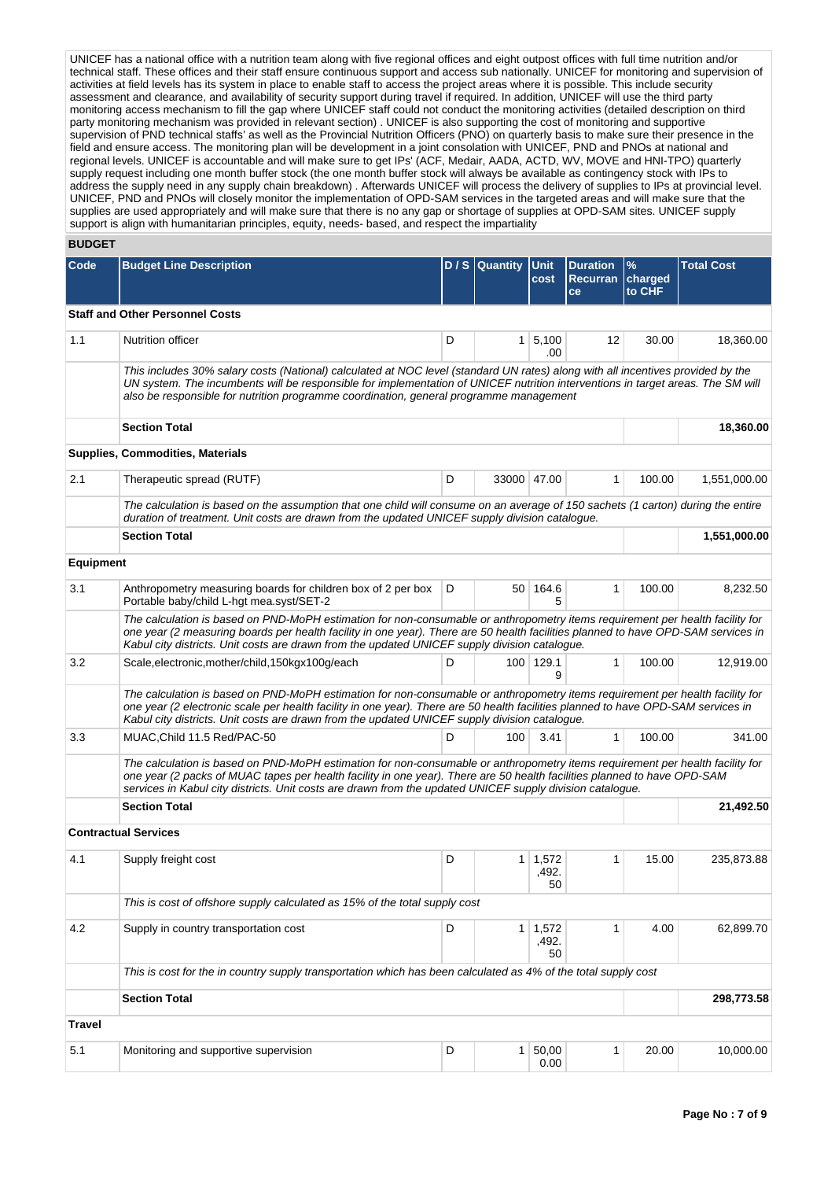UNICEF has a national office with a nutrition team along with five regional offices and eight outpost offices with full time nutrition and/or technical staff. These offices and their staff ensure continuous support and access sub nationally. UNICEF for monitoring and supervision of activities at field levels has its system in place to enable staff to access the project areas where it is possible. This include security assessment and clearance, and availability of security support during travel if required. In addition, UNICEF will use the third party monitoring access mechanism to fill the gap where UNICEF staff could not conduct the monitoring activities (detailed description on third party monitoring mechanism was provided in relevant section) . UNICEF is also supporting the cost of monitoring and supportive supervision of PND technical staffs' as well as the Provincial Nutrition Officers (PNO) on quarterly basis to make sure their presence in the field and ensure access. The monitoring plan will be development in a joint consolation with UNICEF, PND and PNOs at national and regional levels. UNICEF is accountable and will make sure to get IPs' (ACF, Medair, AADA, ACTD, WV, MOVE and HNI-TPO) quarterly supply request including one month buffer stock (the one month buffer stock will always be available as contingency stock with IPs to address the supply need in any supply chain breakdown) . Afterwards UNICEF will process the delivery of supplies to IPs at provincial level. UNICEF, PND and PNOs will closely monitor the implementation of OPD-SAM services in the targeted areas and will make sure that the supplies are used appropriately and will make sure that there is no any gap or shortage of supplies at OPD-SAM sites. UNICEF supply support is align with humanitarian principles, equity, needs- based, and respect the impartiality

## BUDGET

| Code | Budget Line Description | D / S | Quantity | Unit cost | Duration Recurrance | % charged to CHF | Total Cost |
|---|---|---|---|---|---|---|---|
| **Staff and Other Personnel Costs** | | | | | | | |
| 1.1 | Nutrition officer | D | 1 | 5,100.00 | 12 | 30.00 | 18,360.00 |
| | *This includes 30% salary costs (National) calculated at NOC level (standard UN rates) along with all incentives provided by the UN system. The incumbents will be responsible for implementation of UNICEF nutrition interventions in target areas. The SM will also be responsible for nutrition programme coordination, general programme management* | | | | | | |
| | **Section Total** | | | | | | **18,360.00** |
| **Supplies, Commodities, Materials** | | | | | | | |
| 2.1 | Therapeutic spread (RUTF) | D | 33000 | 47.00 | 1 | 100.00 | 1,551,000.00 |
| | *The calculation is based on the assumption that one child will consume on an average of 150 sachets (1 carton) during the entire duration of treatment. Unit costs are drawn from the updated UNICEF supply division catalogue.* | | | | | | |
| | **Section Total** | | | | | | **1,551,000.00** |
| **Equipment** | | | | | | | |
| 3.1 | Anthropometry measuring boards for children box of 2 per box Portable baby/child L-hgt mea.syst/SET-2 | D | 50 | 164.65 | 1 | 100.00 | 8,232.50 |
| | *The calculation is based on PND-MoPH estimation for non-consumable or anthropometry items requirement per health facility for one year (2 measuring boards per health facility in one year). There are 50 health facilities planned to have OPD-SAM services in Kabul city districts. Unit costs are drawn from the updated UNICEF supply division catalogue.* | | | | | | |
| 3.2 | Scale,electronic,mother/child,150kgx100g/each | D | 100 | 129.19 | 1 | 100.00 | 12,919.00 |
| | *The calculation is based on PND-MoPH estimation for non-consumable or anthropometry items requirement per health facility for one year (2 electronic scale per health facility in one year). There are 50 health facilities planned to have OPD-SAM services in Kabul city districts. Unit costs are drawn from the updated UNICEF supply division catalogue.* | | | | | | |
| 3.3 | MUAC,Child 11.5 Red/PAC-50 | D | 100 | 3.41 | 1 | 100.00 | 341.00 |
| | *The calculation is based on PND-MoPH estimation for non-consumable or anthropometry items requirement per health facility for one year (2 packs of MUAC tapes per health facility in one year). There are 50 health facilities planned to have OPD-SAM services in Kabul city districts. Unit costs are drawn from the updated UNICEF supply division catalogue.* | | | | | | |
| | **Section Total** | | | | | | **21,492.50** |
| **Contractual Services** | | | | | | | |
| 4.1 | Supply freight cost | D | 1 | 1,572,492.50 | 1 | 15.00 | 235,873.88 |
| | *This is cost of offshore supply calculated as 15% of the total supply cost* | | | | | | |
| 4.2 | Supply in country transportation cost | D | 1 | 1,572,492.50 | 1 | 4.00 | 62,899.70 |
| | *This is cost for the in country supply transportation which has been calculated as 4% of the total supply cost* | | | | | | |
| | **Section Total** | | | | | | **298,773.58** |
| **Travel** | | | | | | | |
| 5.1 | Monitoring and supportive supervision | D | 1 | 50,000.00 | 1 | 20.00 | 10,000.00 |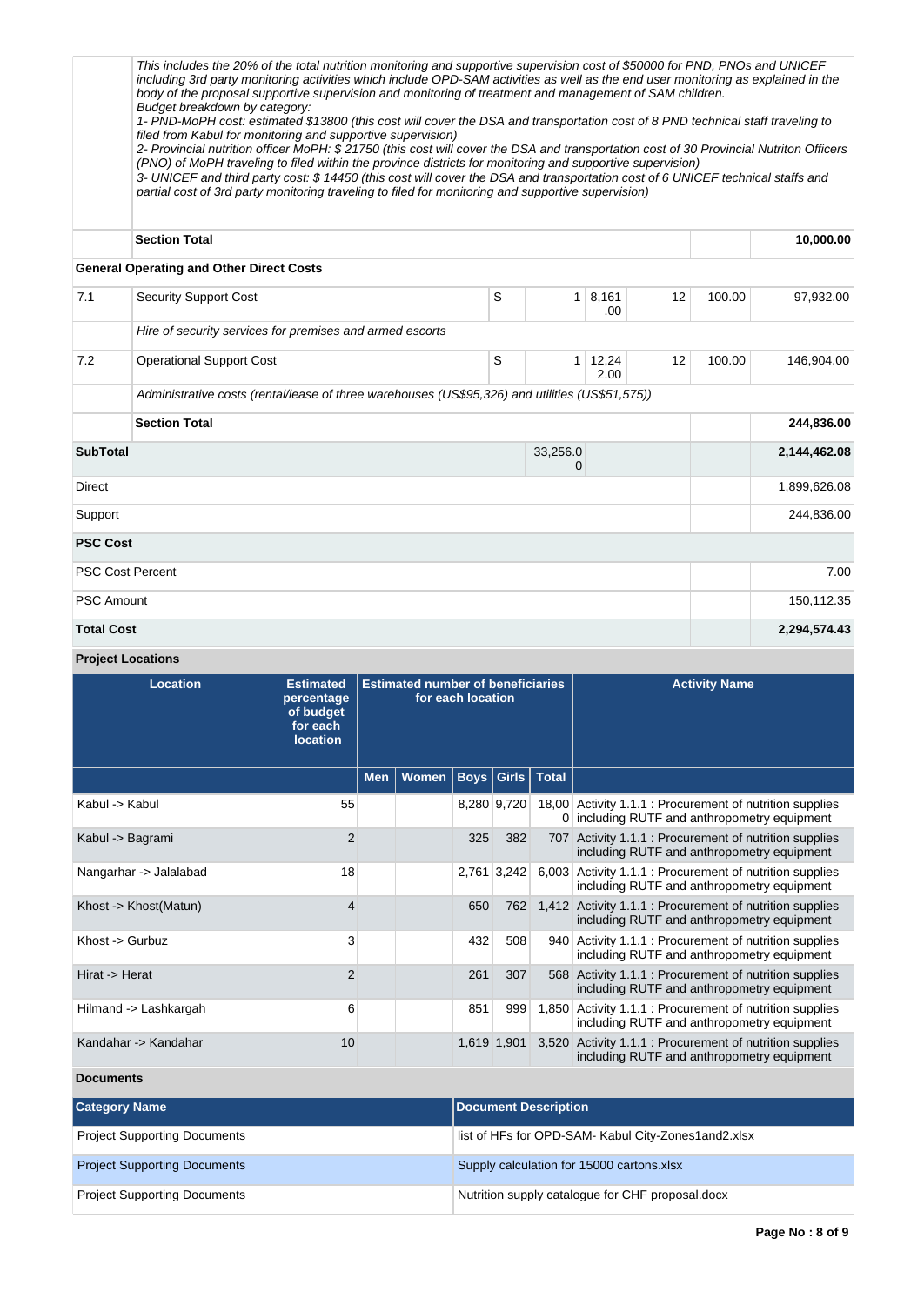| | | | | | | | |
|---|---|---|---|---|---|---|---|
| | *This includes the 20% of the total nutrition monitoring and supportive supervision cost of $50000 for PND, PNOs and UNICEF including 3rd party monitoring activities which include OPD-SAM activities as well as the end user monitoring as explained in the body of the proposal supportive supervision and monitoring of treatment and management of SAM children.*<br>*Budget breakdown by category:*<br>*1- PND-MoPH cost: estimated $13800 (this cost will cover the DSA and transportation cost of 8 PND technical staff traveling to filed from Kabul for monitoring and supportive supervision)*<br>*2- Provincial nutrition officer MoPH: $ 21750 (this cost will cover the DSA and transportation cost of 30 Provincial Nutriton Officers (PNO) of MoPH traveling to filed within the province districts for monitoring and supportive supervision)*<br>*3- UNICEF and third party cost: $ 14450 (this cost will cover the DSA and transportation cost of 6 UNICEF technical staffs and partial cost of 3rd party monitoring traveling to filed for monitoring and supportive supervision)* | | | | | | |
| | **Section Total** | | | | | | **10,000.00** |
| **General Operating and Other Direct Costs** | | | | | | | |
| 7.1 | Security Support Cost | S | 1 | 8,161.00 | 12 | 100.00 | 97,932.00 |
| | *Hire of security services for premises and armed escorts* | | | | | | |
| 7.2 | Operational Support Cost | S | 1 | 12,242.00 | 12 | 100.00 | 146,904.00 |
| | *Administrative costs (rental/lease of three warehouses (US$95,326) and utilities (US$51,575))* | | | | | | |
| | **Section Total** | | | | | | **244,836.00** |
| **SubTotal** | | | 33,256.00 | | | | **2,144,462.08** |
| Direct | | | | | | | 1,899,626.08 |
| Support | | | | | | | 244,836.00 |
| **PSC Cost** | | | | | | | |
| PSC Cost Percent | | | | | | | 7.00 |
| PSC Amount | | | | | | | 150,112.35 |
| **Total Cost** | | | | | | | **2,294,574.43** |

## Project Locations

| Location | Estimated percentage of budget for each location | Estimated number of beneficiaries for each location | | | | | Activity Name |
|---|---|---|---|---|---|---|---|
| | | Men | Women | Boys | Girls | Total | |
| Kabul -> Kabul | 55 | | | 8,280 | 9,720 | 18,000 | Activity 1.1.1 : Procurement of nutrition supplies including RUTF and anthropometry equipment |
| Kabul -> Bagrami | 2 | | | 325 | 382 | 707 | Activity 1.1.1 : Procurement of nutrition supplies including RUTF and anthropometry equipment |
| Nangarhar -> Jalalabad | 18 | | | 2,761 | 3,242 | 6,003 | Activity 1.1.1 : Procurement of nutrition supplies including RUTF and anthropometry equipment |
| Khost -> Khost(Matun) | 4 | | | 650 | 762 | 1,412 | Activity 1.1.1 : Procurement of nutrition supplies including RUTF and anthropometry equipment |
| Khost -> Gurbuz | 3 | | | 432 | 508 | 940 | Activity 1.1.1 : Procurement of nutrition supplies including RUTF and anthropometry equipment |
| Hirat -> Herat | 2 | | | 261 | 307 | 568 | Activity 1.1.1 : Procurement of nutrition supplies including RUTF and anthropometry equipment |
| Hilmand -> Lashkargah | 6 | | | 851 | 999 | 1,850 | Activity 1.1.1 : Procurement of nutrition supplies including RUTF and anthropometry equipment |
| Kandahar -> Kandahar | 10 | | | 1,619 | 1,901 | 3,520 | Activity 1.1.1 : Procurement of nutrition supplies including RUTF and anthropometry equipment |

## Documents

| Category Name | Document Description |
|---|---|
| Project Supporting Documents | list of HFs for OPD-SAM- Kabul City-Zones1and2.xlsx |
| Project Supporting Documents | Supply calculation for 15000 cartons.xlsx |
| Project Supporting Documents | Nutrition supply catalogue for CHF proposal.docx |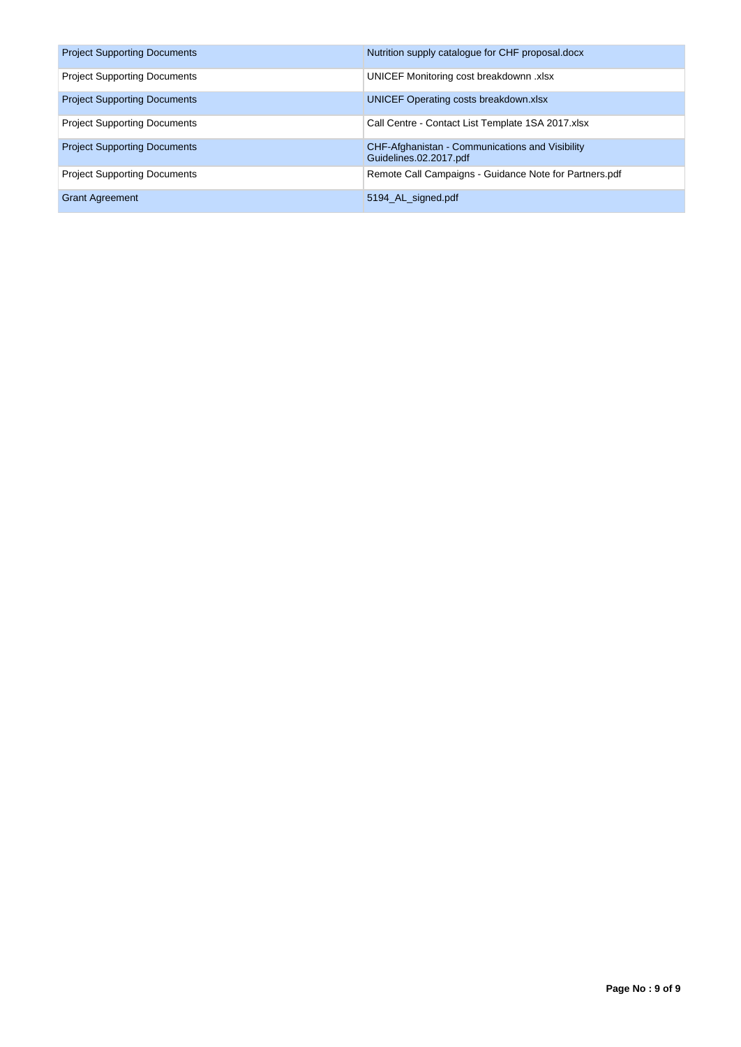| | |
|---|---|
| Project Supporting Documents | Nutrition supply catalogue for CHF proposal.docx |
| Project Supporting Documents | UNICEF Monitoring cost breakdownn .xlsx |
| Project Supporting Documents | UNICEF Operating costs breakdown.xlsx |
| Project Supporting Documents | Call Centre - Contact List Template 1SA 2017.xlsx |
| Project Supporting Documents | CHF-Afghanistan - Communications and Visibility Guidelines.02.2017.pdf |
| Project Supporting Documents | Remote Call Campaigns - Guidance Note for Partners.pdf |
| Grant Agreement | 5194_AL_signed.pdf |